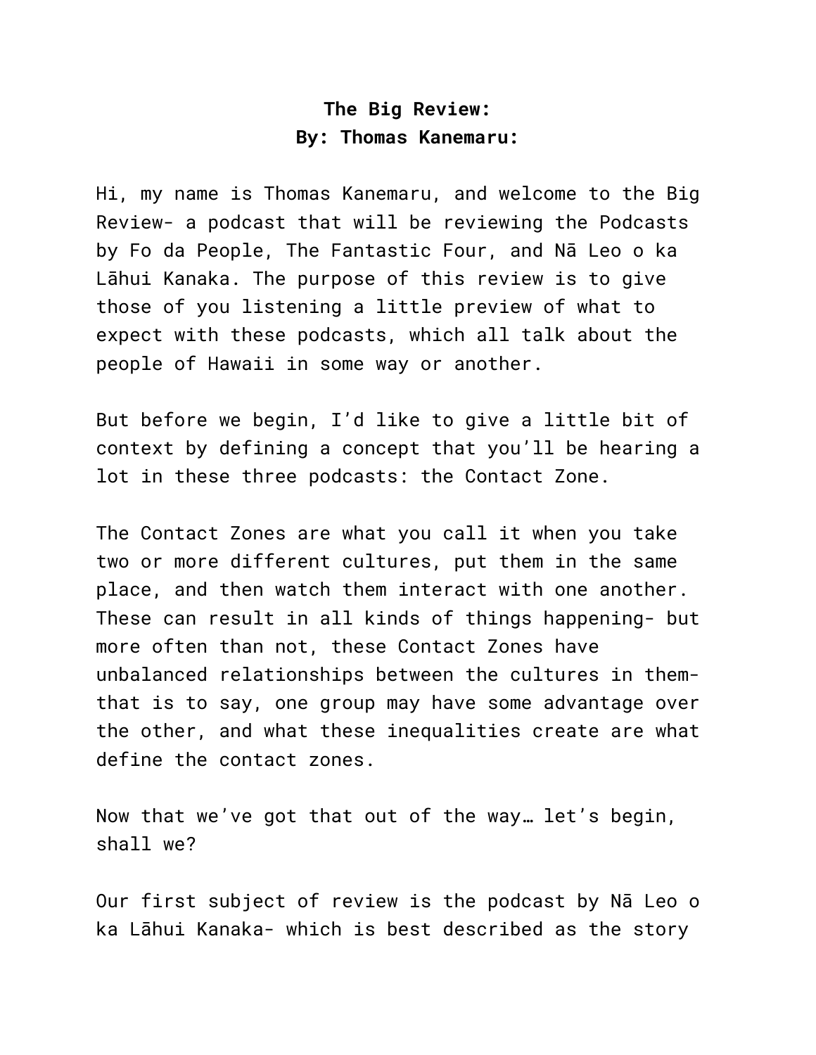**The Big Review:**
**By: Thomas Kanemaru:**

Hi, my name is Thomas Kanemaru, and welcome to the Big Review- a podcast that will be reviewing the Podcasts by Fo da People, The Fantastic Four, and Nā Leo o ka Lāhui Kanaka. The purpose of this review is to give those of you listening a little preview of what to expect with these podcasts, which all talk about the people of Hawaii in some way or another.

But before we begin, I'd like to give a little bit of context by defining a concept that you'll be hearing a lot in these three podcasts: the Contact Zone.

The Contact Zones are what you call it when you take two or more different cultures, put them in the same place, and then watch them interact with one another. These can result in all kinds of things happening- but more often than not, these Contact Zones have unbalanced relationships between the cultures in them- that is to say, one group may have some advantage over the other, and what these inequalities create are what define the contact zones.

Now that we've got that out of the way… let's begin, shall we?

Our first subject of review is the podcast by Nā Leo o ka Lāhui Kanaka- which is best described as the story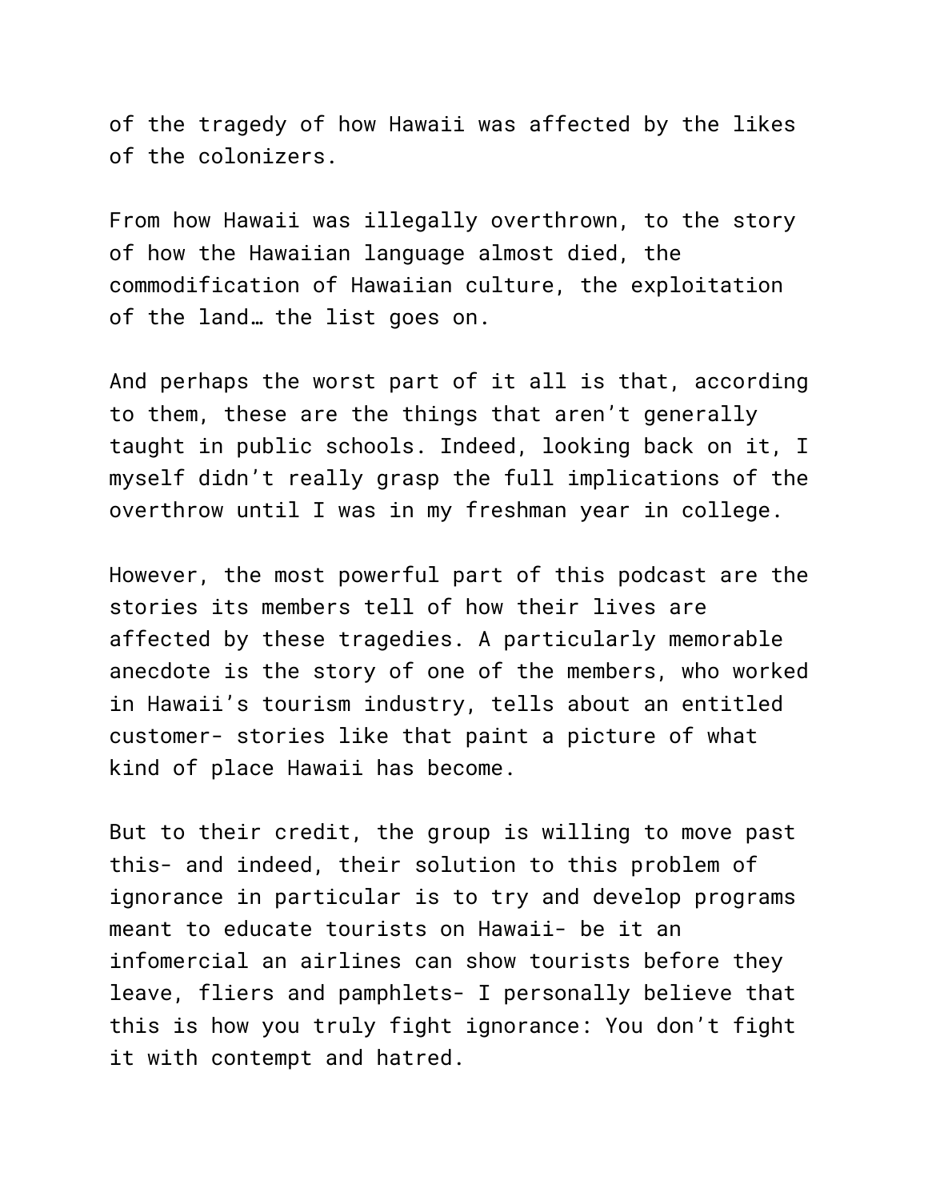of the tragedy of how Hawaii was affected by the likes of the colonizers.

From how Hawaii was illegally overthrown, to the story of how the Hawaiian language almost died, the commodification of Hawaiian culture, the exploitation of the land… the list goes on.

And perhaps the worst part of it all is that, according to them, these are the things that aren't generally taught in public schools. Indeed, looking back on it, I myself didn't really grasp the full implications of the overthrow until I was in my freshman year in college.

However, the most powerful part of this podcast are the stories its members tell of how their lives are affected by these tragedies. A particularly memorable anecdote is the story of one of the members, who worked in Hawaii's tourism industry, tells about an entitled customer- stories like that paint a picture of what kind of place Hawaii has become.

But to their credit, the group is willing to move past this- and indeed, their solution to this problem of ignorance in particular is to try and develop programs meant to educate tourists on Hawaii- be it an infomercial an airlines can show tourists before they leave, fliers and pamphlets- I personally believe that this is how you truly fight ignorance: You don't fight it with contempt and hatred.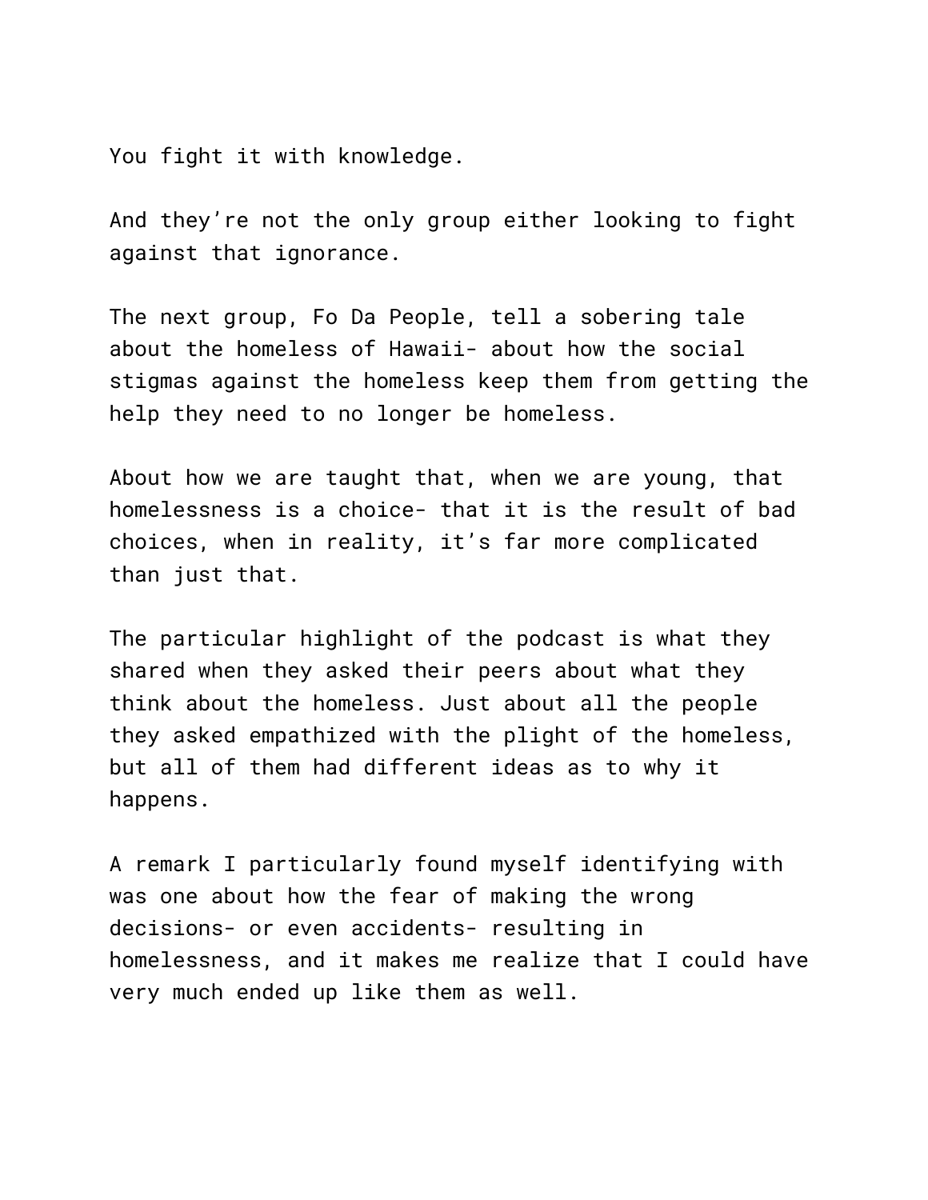You fight it with knowledge.

And they're not the only group either looking to fight against that ignorance.

The next group, Fo Da People, tell a sobering tale about the homeless of Hawaii- about how the social stigmas against the homeless keep them from getting the help they need to no longer be homeless.

About how we are taught that, when we are young, that homelessness is a choice- that it is the result of bad choices, when in reality, it's far more complicated than just that.

The particular highlight of the podcast is what they shared when they asked their peers about what they think about the homeless. Just about all the people they asked empathized with the plight of the homeless, but all of them had different ideas as to why it happens.

A remark I particularly found myself identifying with was one about how the fear of making the wrong decisions- or even accidents- resulting in homelessness, and it makes me realize that I could have very much ended up like them as well.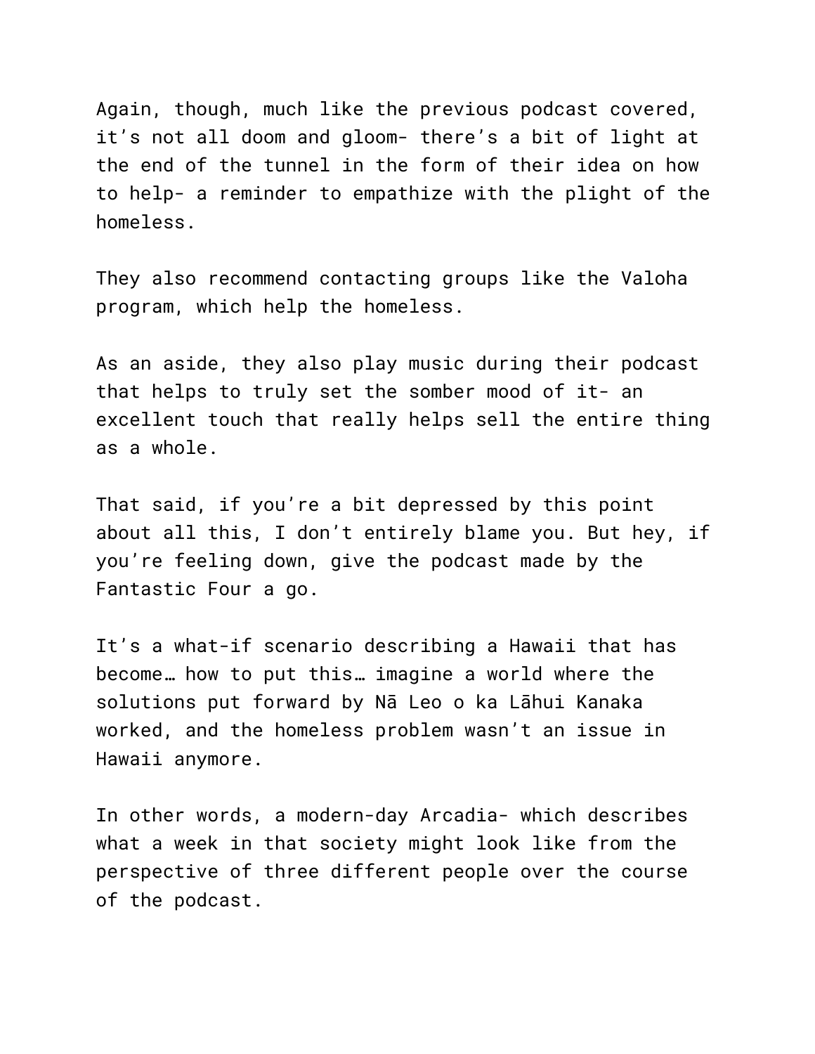Again, though, much like the previous podcast covered, it’s not all doom and gloom- there’s a bit of light at the end of the tunnel in the form of their idea on how to help- a reminder to empathize with the plight of the homeless.

They also recommend contacting groups like the Valoha program, which help the homeless.

As an aside, they also play music during their podcast that helps to truly set the somber mood of it- an excellent touch that really helps sell the entire thing as a whole.

That said, if you’re a bit depressed by this point about all this, I don’t entirely blame you. But hey, if you’re feeling down, give the podcast made by the Fantastic Four a go.

It’s a what-if scenario describing a Hawaii that has become… how to put this… imagine a world where the solutions put forward by Nā Leo o ka Lāhui Kanaka worked, and the homeless problem wasn’t an issue in Hawaii anymore.

In other words, a modern-day Arcadia- which describes what a week in that society might look like from the perspective of three different people over the course of the podcast.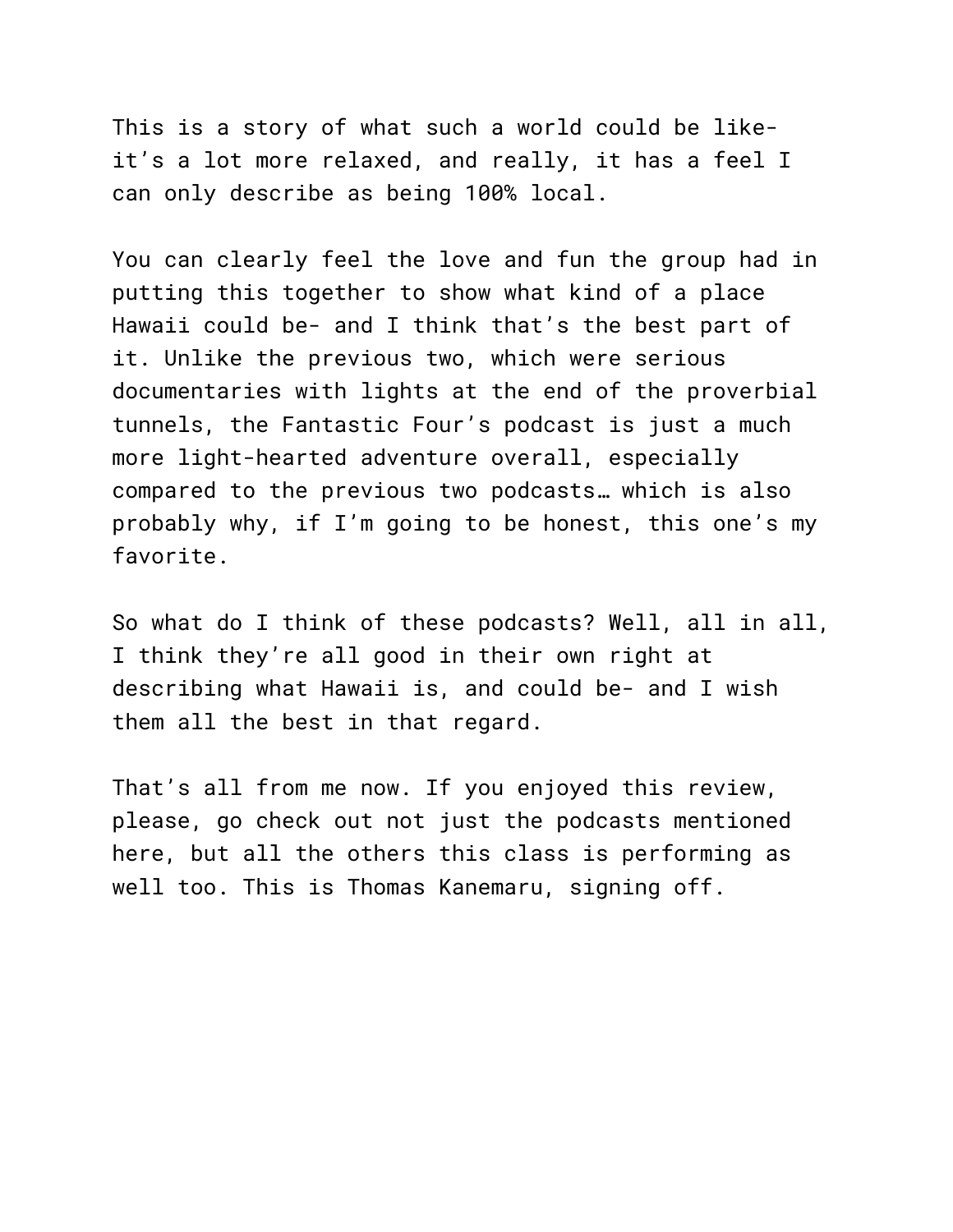This is a story of what such a world could be like- it's a lot more relaxed, and really, it has a feel I can only describe as being 100% local.

You can clearly feel the love and fun the group had in putting this together to show what kind of a place Hawaii could be- and I think that's the best part of it. Unlike the previous two, which were serious documentaries with lights at the end of the proverbial tunnels, the Fantastic Four's podcast is just a much more light-hearted adventure overall, especially compared to the previous two podcasts… which is also probably why, if I'm going to be honest, this one's my favorite.

So what do I think of these podcasts? Well, all in all, I think they're all good in their own right at describing what Hawaii is, and could be- and I wish them all the best in that regard.

That's all from me now. If you enjoyed this review, please, go check out not just the podcasts mentioned here, but all the others this class is performing as well too. This is Thomas Kanemaru, signing off.